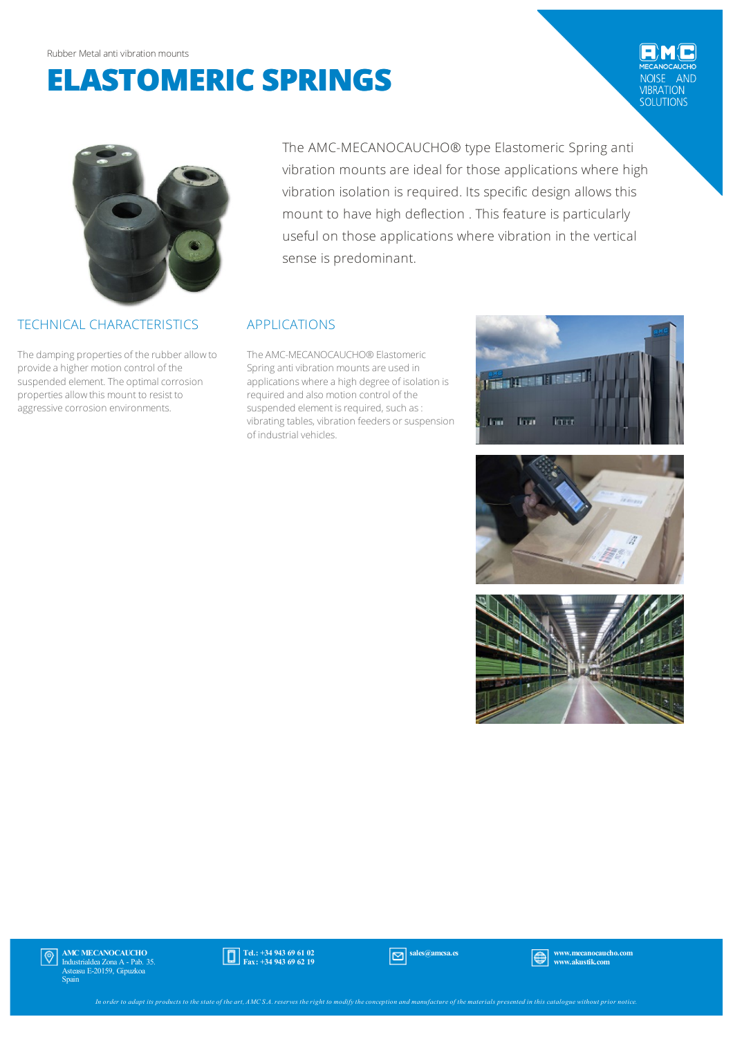Rubber Metal anti vibration mounts

# ELASTOMERIC SPRINGS

The AMC-MECANOCAUCHO® type Elastomeric Spring anti vibration mounts are ideal for those applications where high vibration isolation is required. Its specific design allows this mount to have high deflection . This feature is particularly useful on those applications where vibration in the vertical sense is predominant.

## TECHNICAL CHARACTERISTICS

The damping properties of the rubber allow to provide a higher motion control of the suspended element. The optimal corrosion properties allow this mount to resist to aggressive corrosion environments.

## APPLICATIONS

The AMC-MECANOCAUCHO® Elastomeric Spring anti vibration mounts are used in applications where a high degree of isolation is required and also motion control of the suspended element is required, such as : vibrating tables, vibration feeders or suspension of industrial vehicles.

**AMC MECANOCAUCHO**
Industrialdea Zona A - Pab. 35.
Asteasu E-20159, Gipuzkoa
Spain

**Tel.: +34 943 69 61 02**
**Fax: +34 943 69 62 19**

**sales@amcsa.es**

**www.mecanocaucho.com**
**www.akustik.com**

*In order to adapt its products to the state of the art, AMC S.A. reserves the right to modify the conception and manufacture of the materials presented in this catalogue without prior notice.*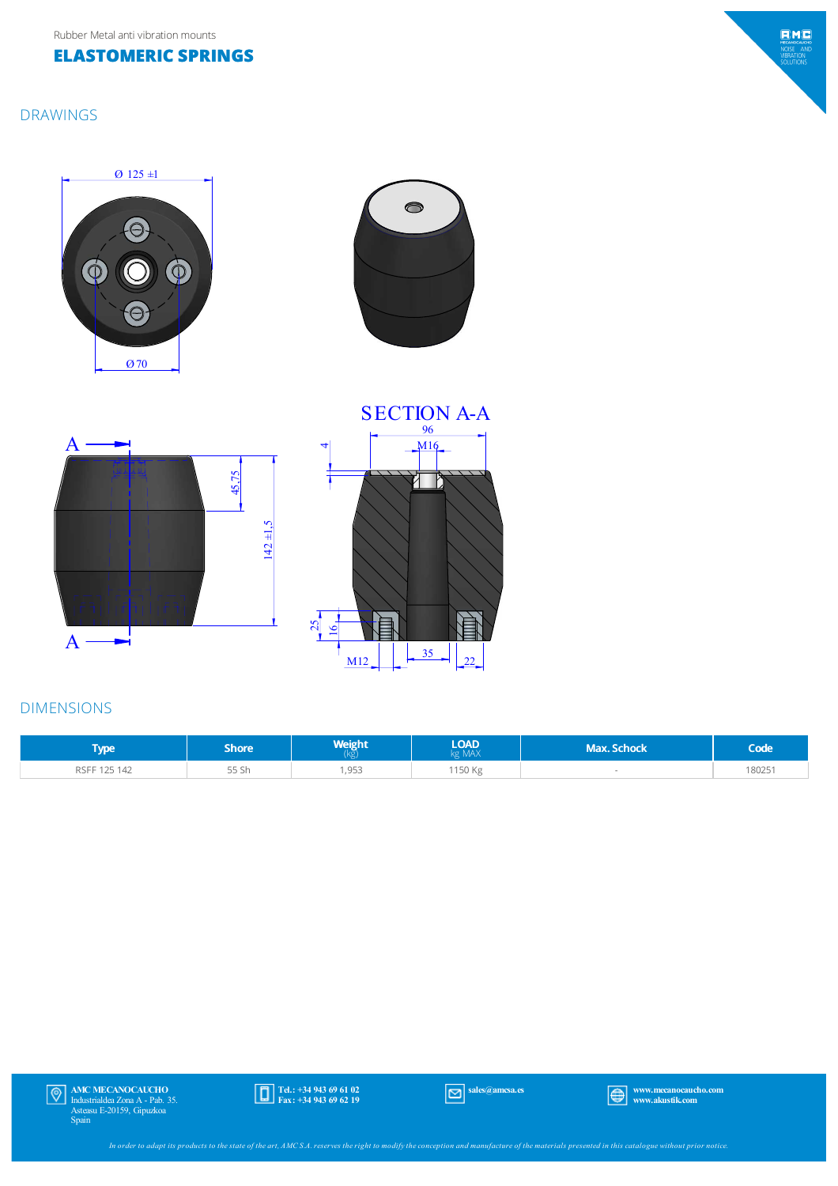Rubber Metal anti vibration mounts

# ELASTOMERIC SPRINGS

## DRAWINGS

Ø 125 ±1

Ø 70

SECTION A-A

96

M16

4

45.75

142 ±1.5

25

16

M12

35

22

A

A

## DIMENSIONS

| Type | Shore | Weight (kg) | LOAD kg MAX | Max. Schock | Code |
|---|---|---|---|---|---|
| RSFF 125 142 | 55 Sh | 1,953 | 1150 Kg | - | 180251 |

AMC MECANOCAUCHO
Industrialdea Zona A - Pab. 35.
Asteasu E-20159, Gipuzkoa
Spain

Tel.: +34 943 69 61 02
Fax: +34 943 69 62 19

sales@amcsa.es

www.mecanocaucho.com
www.akustik.com

*In order to adapt its products to the state of the art, AMC S.A. reserves the right to modify the conception and manufacture of the materials presented in this catalogue without prior notice.*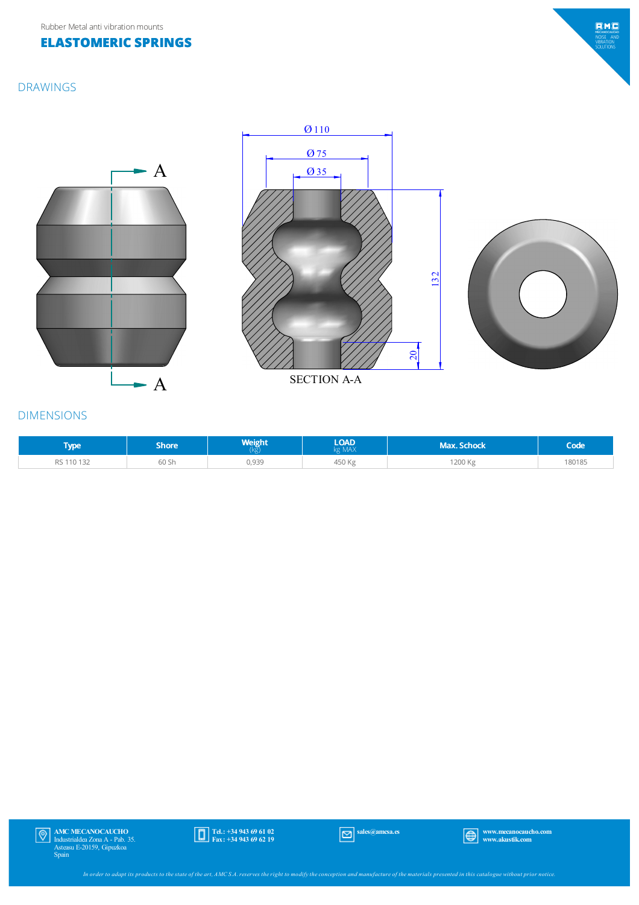Rubber Metal anti vibration mounts

# ELASTOMERIC SPRINGS

## DRAWINGS

A

A

Ø 110

Ø 75

Ø 35

132

20

SECTION A-A

## DIMENSIONS

| Type | Shore | Weight (kg) | LOAD kg MAX | Max. Schock | Code |
|---|---|---|---|---|---|
| RS 110 132 | 60 Sh | 0,939 | 450 Kg | 1200 Kg | 180185 |

**AMC MECANOCAUCHO**
Industrialdea Zona A - Pab. 35.
Asteasu E-20159, Gipuzkoa
Spain

**Tel.: +34 943 69 61 02**
**Fax: +34 943 69 62 19**

**sales@amcsa.es**

**www.mecanocaucho.com**
**www.akustik.com**

*In order to adapt its products to the state of the art, AMC S.A. reserves the right to modify the conception and manufacture of the materials presented in this catalogue without prior notice.*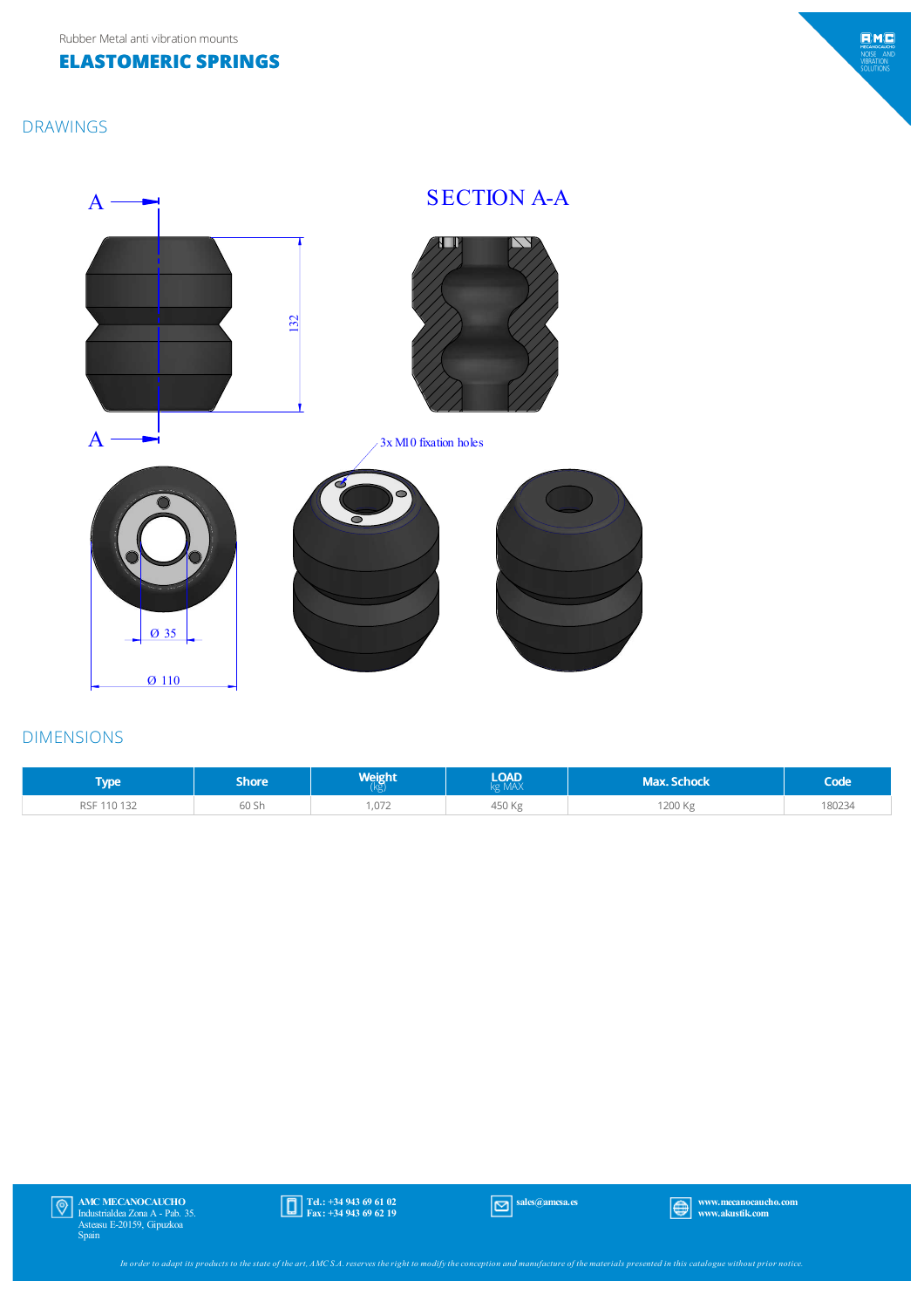Rubber Metal anti vibration mounts

# ELASTOMERIC SPRINGS

## DRAWINGS

SECTION A-A

A

A

132

3x M10 fixation holes

Ø 35

Ø 110

## DIMENSIONS

| Type | Shore | Weight (kg) | LOAD kg MAX | Max. Schock | Code |
|---|---|---|---|---|---|
| RSF 110 132 | 60 Sh | 1,072 | 450 Kg | 1200 Kg | 180234 |

**AMC MECANOCAUCHO**
Industrialdea Zona A - Pab. 35.
Asteasu E-20159, Gipuzkoa
Spain

**Tel.: +34 943 69 61 02**
**Fax: +34 943 69 62 19**

**sales@amcsa.es**

**www.mecanocaucho.com**
**www.akustik.com**

*In order to adapt its products to the state of the art, AMC S.A. reserves the right to modify the conception and manufacture of the materials presented in this catalogue without prior notice.*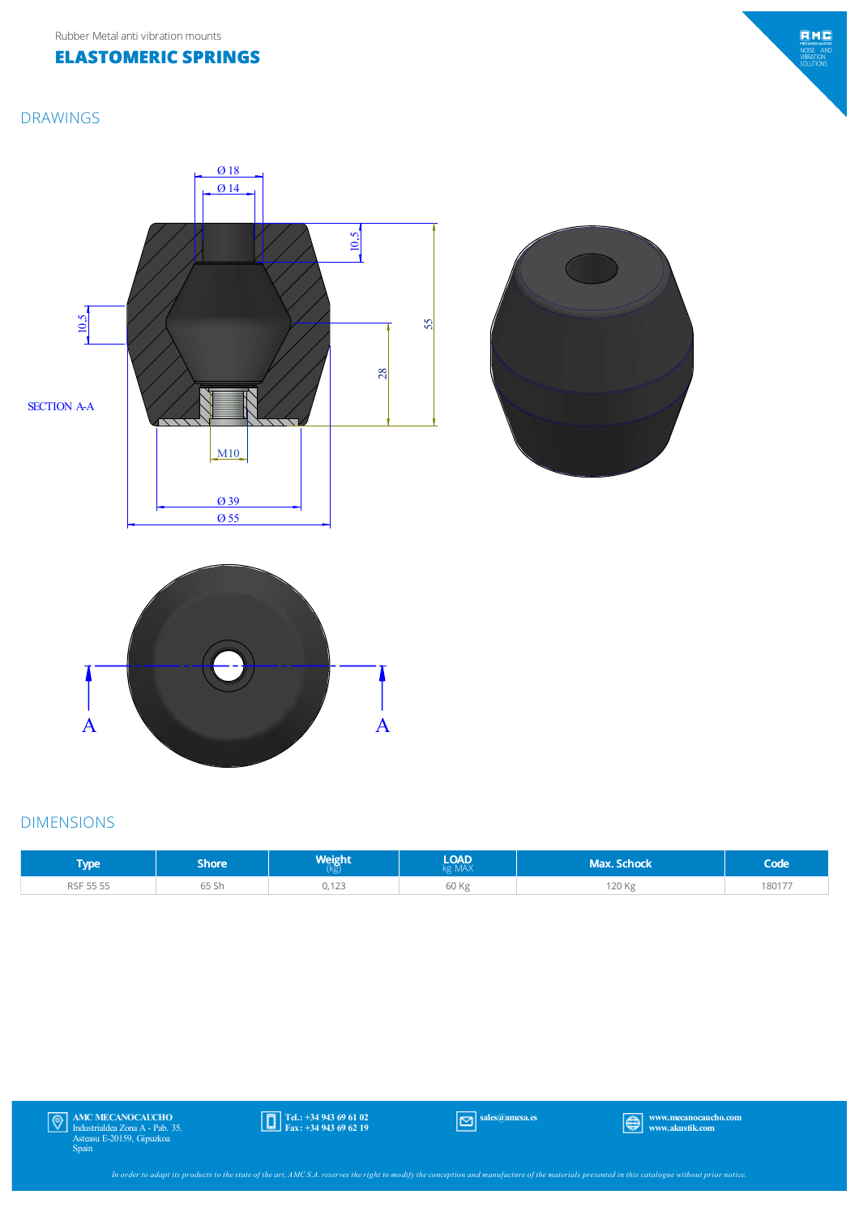Rubber Metal anti vibration mounts

# ELASTOMERIC SPRINGS

## DRAWINGS

Ø 18

Ø 14

10,5

55

10,5

28

SECTION A-A

M10

Ø 39

Ø 55

A A

## DIMENSIONS

| Type | Shore | Weight (kg) | LOAD kg MAX | Max. Schock | Code |
|---|---|---|---|---|---|
| RSF 55 55 | 65 Sh | 0,123 | 60 Kg | 120 Kg | 180177 |

**AMC MECANOCAUCHO**
Industrialdea Zona A - Pab. 35.
Asteasu E-20159, Gipuzkoa
Spain

**Tel.: +34 943 69 61 02**
**Fax: +34 943 69 62 19**

**sales@amcsa.es**

**www.mecanocaucho.com**
**www.akustik.com**

*In order to adapt its products to the state of the art, AMC S.A. reserves the right to modify the conception and manufacture of the materials presented in this catalogue without prior notice.*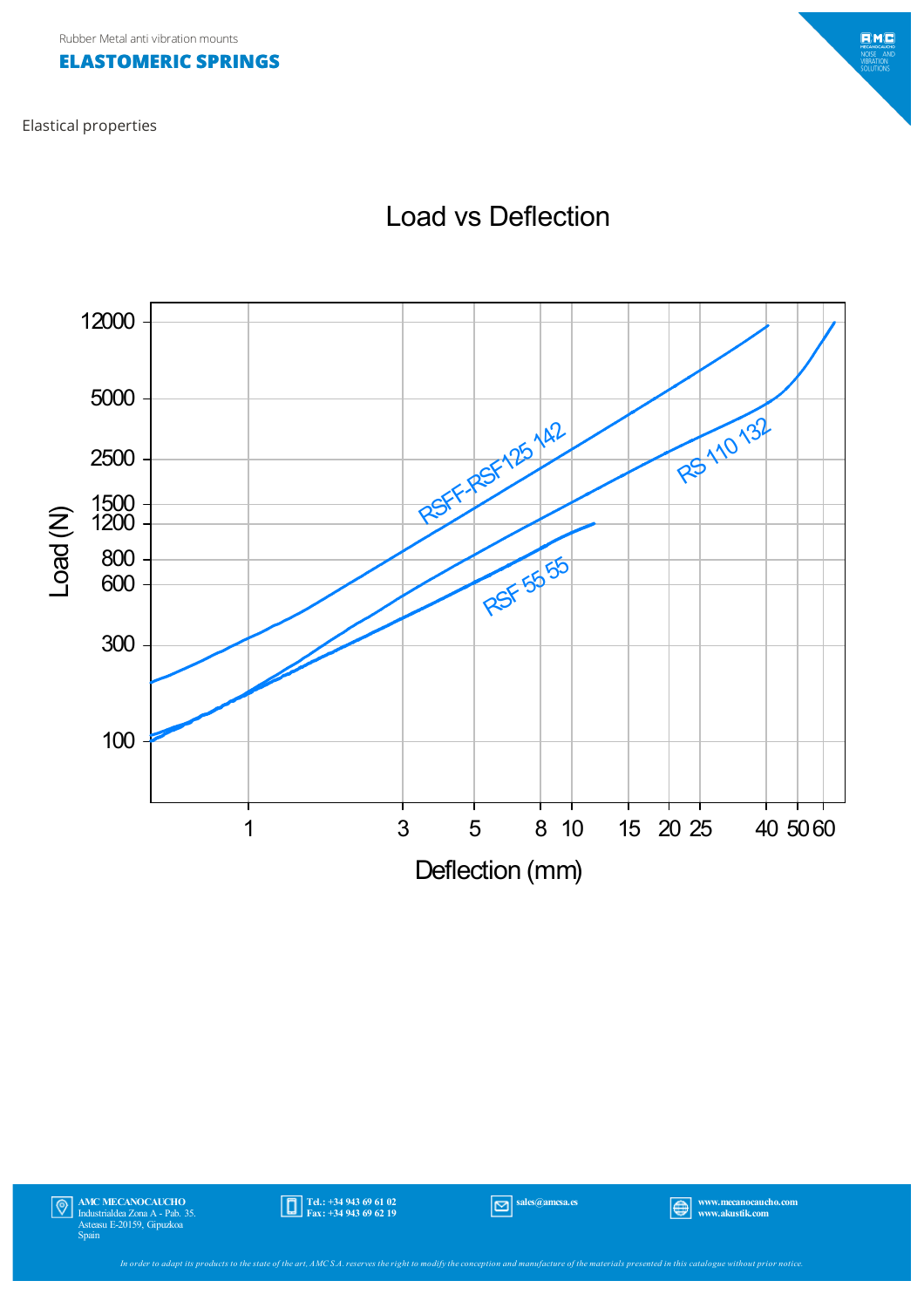Elastical properties

Load vs Deflection

Load (N)

12000
5000
2500
1500
1200
800
600
300
100

Deflection (mm)

1
3
5
8
10
15
20
25
40
50
60

RSFF-RSF125 142

RS 110 132

RSF 55 55